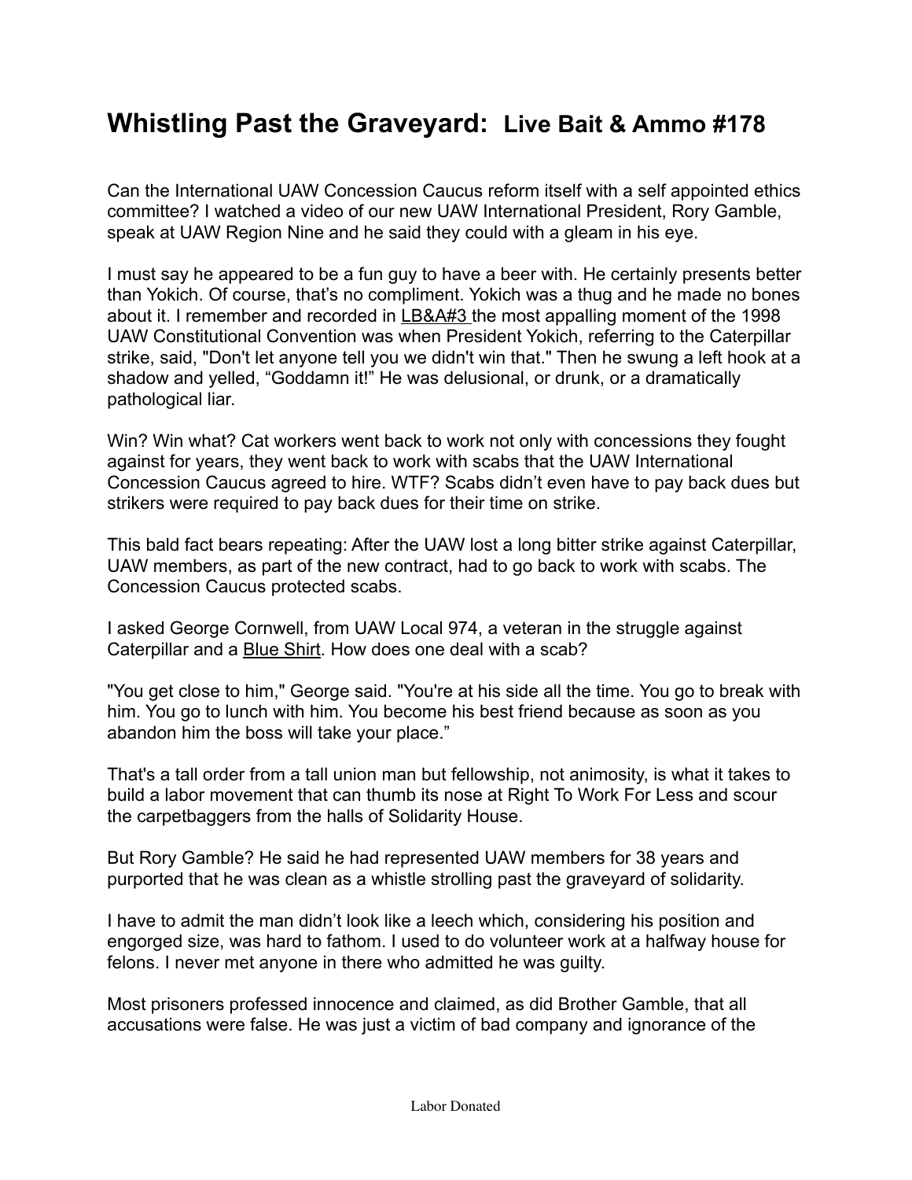# **Whistling Past the Graveyard:** Live Bait & Ammo #178

Can the International UAW Concession Caucus reform itself with a self appointed ethics committee? I watched a video of our new UAW International President, Rory Gamble, speak at UAW Region Nine and he said they could with a gleam in his eye.

I must say he appeared to be a fun guy to have a beer with. He certainly presents better than Yokich. Of course, that's no compliment. Yokich was a thug and he made no bones about it. I remember and recorded in LB&A#3 the most appalling moment of the 1998 UAW Constitutional Convention was when President Yokich, referring to the Caterpillar strike, said, "Don't let anyone tell you we didn't win that." Then he swung a left hook at a shadow and yelled, "Goddamn it!" He was delusional, or drunk, or a dramatically pathological liar.

Win? Win what? Cat workers went back to work not only with concessions they fought against for years, they went back to work with scabs that the UAW International Concession Caucus agreed to hire. WTF? Scabs didn't even have to pay back dues but strikers were required to pay back dues for their time on strike.

This bald fact bears repeating: After the UAW lost a long bitter strike against Caterpillar, UAW members, as part of the new contract, had to go back to work with scabs. The Concession Caucus protected scabs.

I asked George Cornwell, from UAW Local 974, a veteran in the struggle against Caterpillar and a Blue Shirt. How does one deal with a scab?

"You get close to him," George said. "You're at his side all the time. You go to break with him. You go to lunch with him. You become his best friend because as soon as you abandon him the boss will take your place."

That's a tall order from a tall union man but fellowship, not animosity, is what it takes to build a labor movement that can thumb its nose at Right To Work For Less and scour the carpetbaggers from the halls of Solidarity House.

But Rory Gamble? He said he had represented UAW members for 38 years and purported that he was clean as a whistle strolling past the graveyard of solidarity.

I have to admit the man didn't look like a leech which, considering his position and engorged size, was hard to fathom. I used to do volunteer work at a halfway house for felons. I never met anyone in there who admitted he was guilty.

Most prisoners professed innocence and claimed, as did Brother Gamble, that all accusations were false. He was just a victim of bad company and ignorance of the

Labor Donated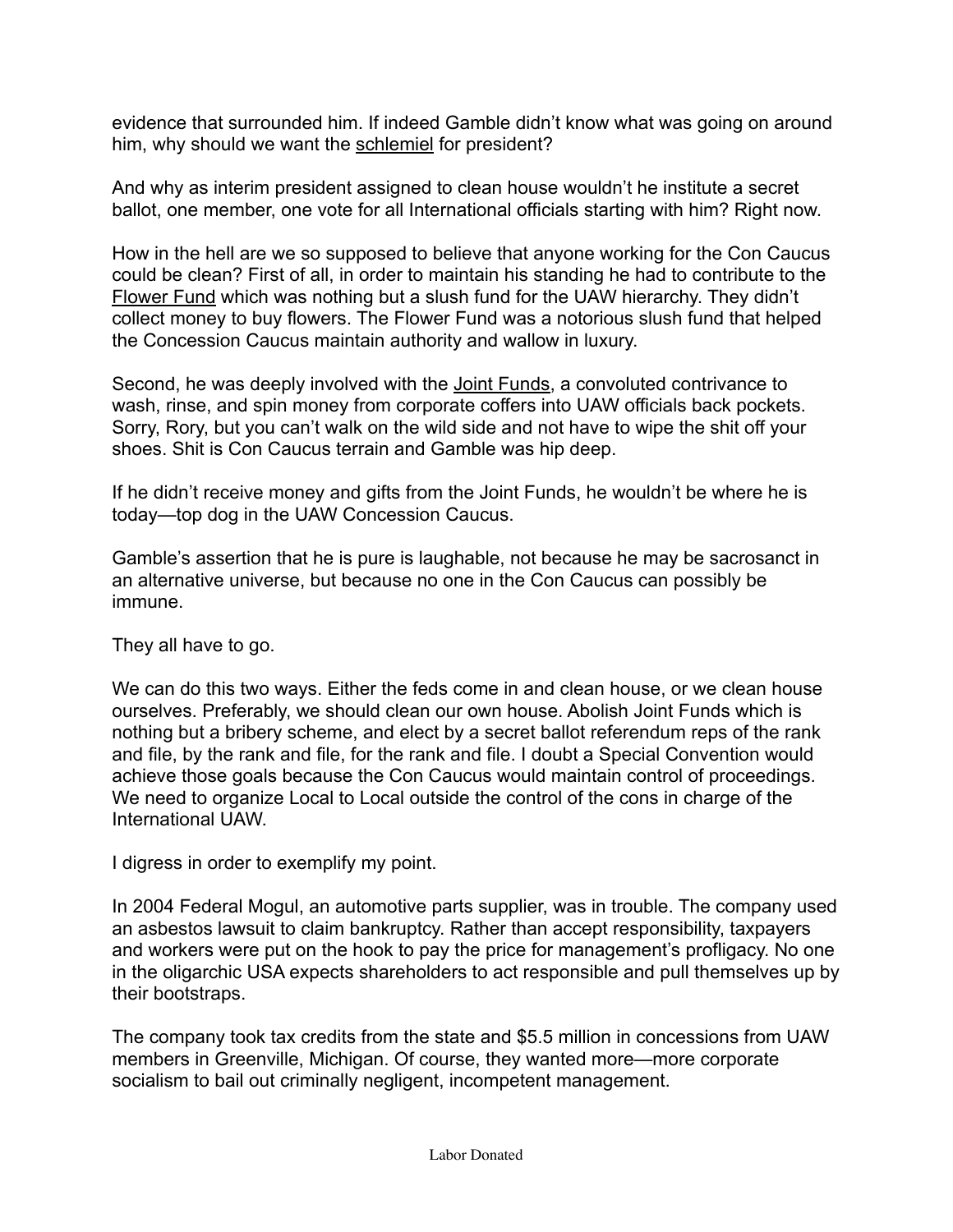evidence that surrounded him. If indeed Gamble didn't know what was going on around him, why should we want the schlemiel for president?

And why as interim president assigned to clean house wouldn't he institute a secret ballot, one member, one vote for all International officials starting with him? Right now.

How in the hell are we so supposed to believe that anyone working for the Con Caucus could be clean? First of all, in order to maintain his standing he had to contribute to the Flower Fund which was nothing but a slush fund for the UAW hierarchy. They didn't collect money to buy flowers. The Flower Fund was a notorious slush fund that helped the Concession Caucus maintain authority and wallow in luxury.

Second, he was deeply involved with the Joint Funds, a convoluted contrivance to wash, rinse, and spin money from corporate coffers into UAW officials back pockets. Sorry, Rory, but you can't walk on the wild side and not have to wipe the shit off your shoes. Shit is Con Caucus terrain and Gamble was hip deep.

If he didn't receive money and gifts from the Joint Funds, he wouldn't be where he is today—top dog in the UAW Concession Caucus.

Gamble's assertion that he is pure is laughable, not because he may be sacrosanct in an alternative universe, but because no one in the Con Caucus can possibly be immune.

They all have to go.

We can do this two ways. Either the feds come in and clean house, or we clean house ourselves. Preferably, we should clean our own house. Abolish Joint Funds which is nothing but a bribery scheme, and elect by a secret ballot referendum reps of the rank and file, by the rank and file, for the rank and file. I doubt a Special Convention would achieve those goals because the Con Caucus would maintain control of proceedings. We need to organize Local to Local outside the control of the cons in charge of the International UAW.

I digress in order to exemplify my point.

In 2004 Federal Mogul, an automotive parts supplier, was in trouble. The company used an asbestos lawsuit to claim bankruptcy. Rather than accept responsibility, taxpayers and workers were put on the hook to pay the price for management's profligacy. No one in the oligarchic USA expects shareholders to act responsible and pull themselves up by their bootstraps.

The company took tax credits from the state and $5.5 million in concessions from UAW members in Greenville, Michigan. Of course, they wanted more—more corporate socialism to bail out criminally negligent, incompetent management.

Labor Donated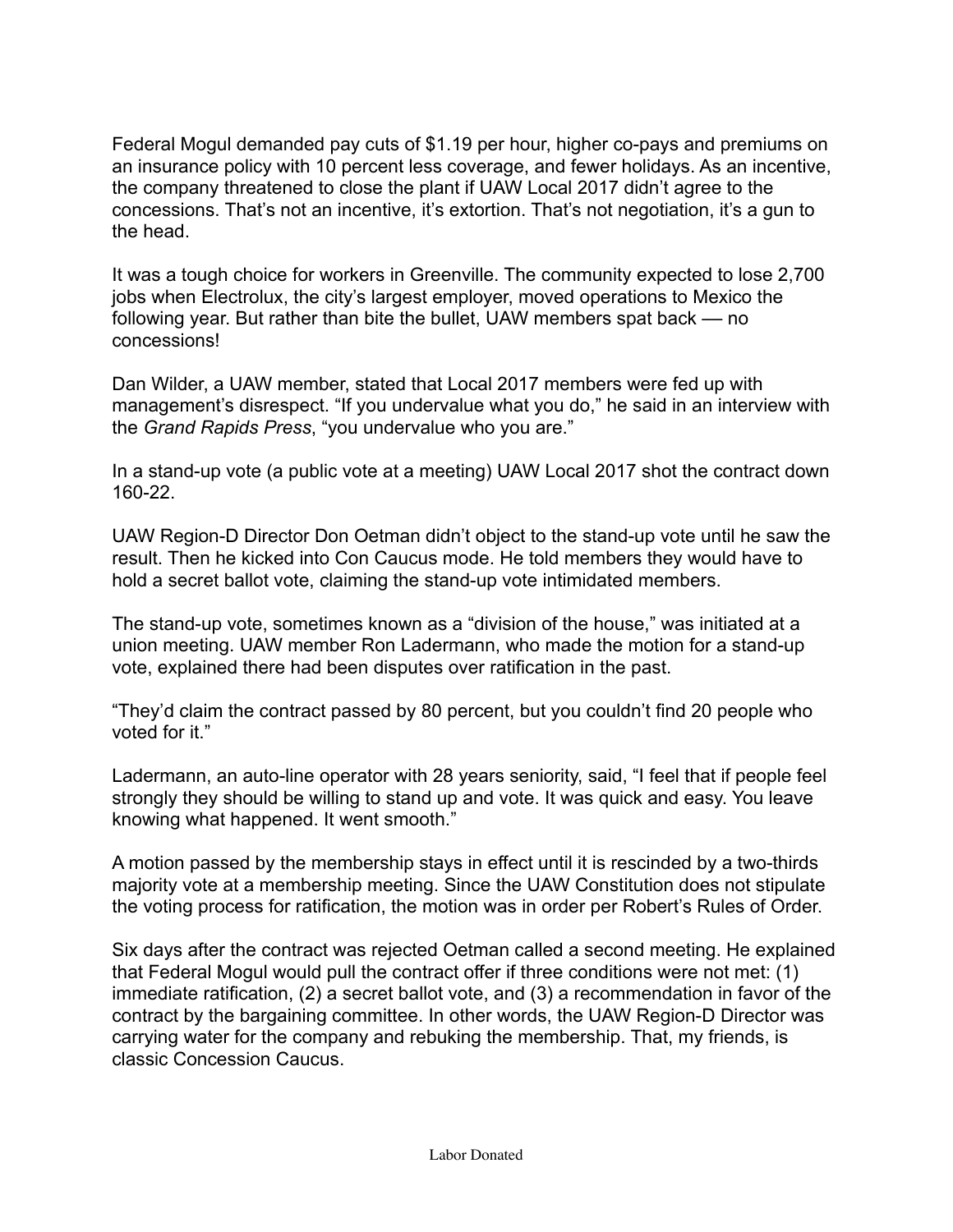Federal Mogul demanded pay cuts of $1.19 per hour, higher co-pays and premiums on an insurance policy with 10 percent less coverage, and fewer holidays. As an incentive, the company threatened to close the plant if UAW Local 2017 didn't agree to the concessions. That's not an incentive, it's extortion. That's not negotiation, it's a gun to the head.

It was a tough choice for workers in Greenville. The community expected to lose 2,700 jobs when Electrolux, the city's largest employer, moved operations to Mexico the following year. But rather than bite the bullet, UAW members spat back — no concessions!

Dan Wilder, a UAW member, stated that Local 2017 members were fed up with management's disrespect. "If you undervalue what you do," he said in an interview with the *Grand Rapids Press*, "you undervalue who you are."

In a stand-up vote (a public vote at a meeting) UAW Local 2017 shot the contract down 160-22.

UAW Region-D Director Don Oetman didn't object to the stand-up vote until he saw the result. Then he kicked into Con Caucus mode. He told members they would have to hold a secret ballot vote, claiming the stand-up vote intimidated members.

The stand-up vote, sometimes known as a "division of the house," was initiated at a union meeting. UAW member Ron Ladermann, who made the motion for a stand-up vote, explained there had been disputes over ratification in the past.

"They'd claim the contract passed by 80 percent, but you couldn't find 20 people who voted for it."

Ladermann, an auto-line operator with 28 years seniority, said, "I feel that if people feel strongly they should be willing to stand up and vote. It was quick and easy. You leave knowing what happened. It went smooth."

A motion passed by the membership stays in effect until it is rescinded by a two-thirds majority vote at a membership meeting. Since the UAW Constitution does not stipulate the voting process for ratification, the motion was in order per Robert's Rules of Order.

Six days after the contract was rejected Oetman called a second meeting. He explained that Federal Mogul would pull the contract offer if three conditions were not met: (1) immediate ratification, (2) a secret ballot vote, and (3) a recommendation in favor of the contract by the bargaining committee. In other words, the UAW Region-D Director was carrying water for the company and rebuking the membership. That, my friends, is classic Concession Caucus.

Labor Donated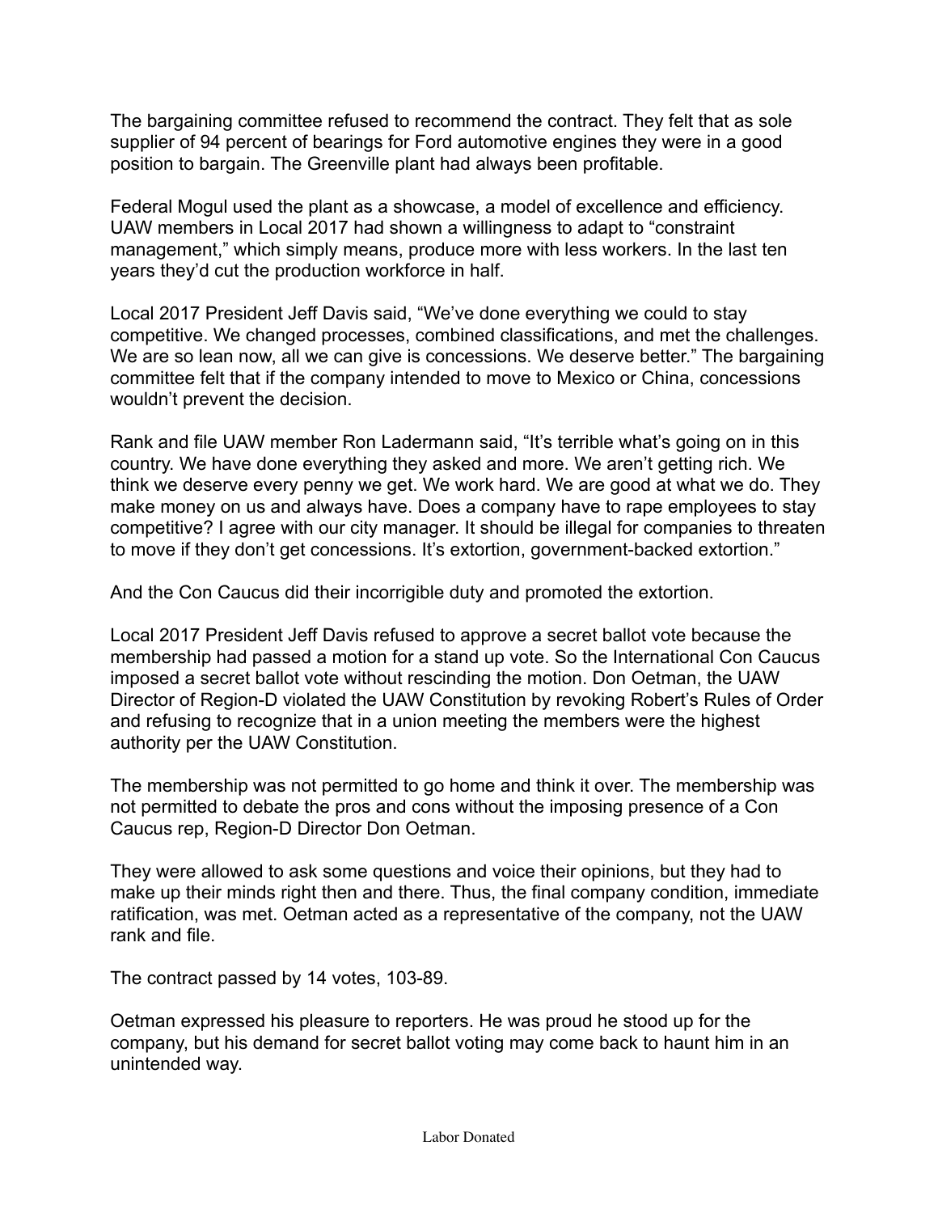The bargaining committee refused to recommend the contract. They felt that as sole supplier of 94 percent of bearings for Ford automotive engines they were in a good position to bargain. The Greenville plant had always been profitable.

Federal Mogul used the plant as a showcase, a model of excellence and efficiency. UAW members in Local 2017 had shown a willingness to adapt to "constraint management," which simply means, produce more with less workers. In the last ten years they'd cut the production workforce in half.

Local 2017 President Jeff Davis said, "We've done everything we could to stay competitive. We changed processes, combined classifications, and met the challenges. We are so lean now, all we can give is concessions. We deserve better." The bargaining committee felt that if the company intended to move to Mexico or China, concessions wouldn't prevent the decision.

Rank and file UAW member Ron Ladermann said, "It's terrible what's going on in this country. We have done everything they asked and more. We aren't getting rich. We think we deserve every penny we get. We work hard. We are good at what we do. They make money on us and always have. Does a company have to rape employees to stay competitive? I agree with our city manager. It should be illegal for companies to threaten to move if they don't get concessions. It's extortion, government-backed extortion."

And the Con Caucus did their incorrigible duty and promoted the extortion.

Local 2017 President Jeff Davis refused to approve a secret ballot vote because the membership had passed a motion for a stand up vote. So the International Con Caucus imposed a secret ballot vote without rescinding the motion. Don Oetman, the UAW Director of Region-D violated the UAW Constitution by revoking Robert's Rules of Order and refusing to recognize that in a union meeting the members were the highest authority per the UAW Constitution.

The membership was not permitted to go home and think it over. The membership was not permitted to debate the pros and cons without the imposing presence of a Con Caucus rep, Region-D Director Don Oetman.

They were allowed to ask some questions and voice their opinions, but they had to make up their minds right then and there. Thus, the final company condition, immediate ratification, was met. Oetman acted as a representative of the company, not the UAW rank and file.

The contract passed by 14 votes, 103-89.

Oetman expressed his pleasure to reporters. He was proud he stood up for the company, but his demand for secret ballot voting may come back to haunt him in an unintended way.

Labor Donated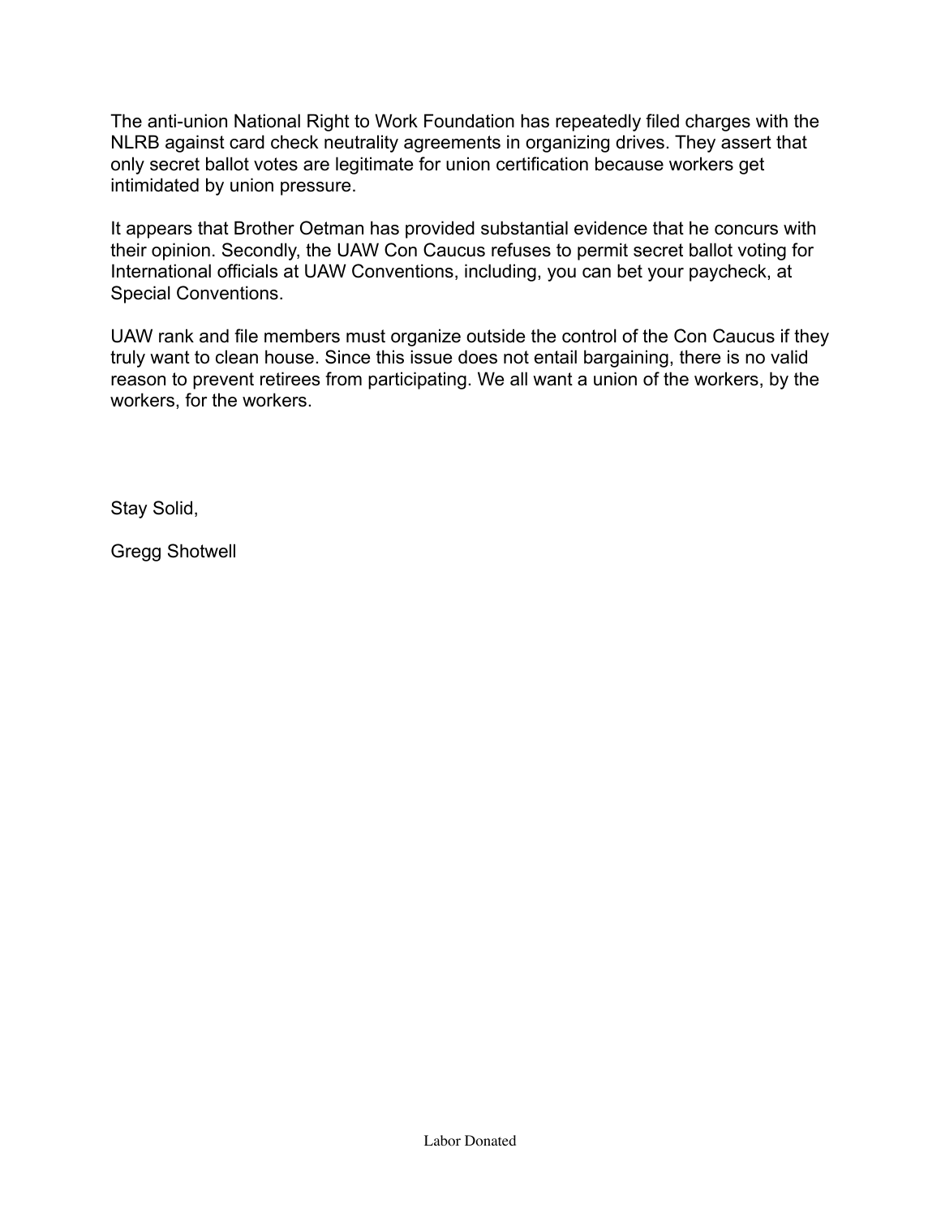The anti-union National Right to Work Foundation has repeatedly filed charges with the NLRB against card check neutrality agreements in organizing drives. They assert that only secret ballot votes are legitimate for union certification because workers get intimidated by union pressure.

It appears that Brother Oetman has provided substantial evidence that he concurs with their opinion. Secondly, the UAW Con Caucus refuses to permit secret ballot voting for International officials at UAW Conventions, including, you can bet your paycheck, at Special Conventions.

UAW rank and file members must organize outside the control of the Con Caucus if they truly want to clean house. Since this issue does not entail bargaining, there is no valid reason to prevent retirees from participating. We all want a union of the workers, by the workers, for the workers.

Stay Solid,

Gregg Shotwell

Labor Donated